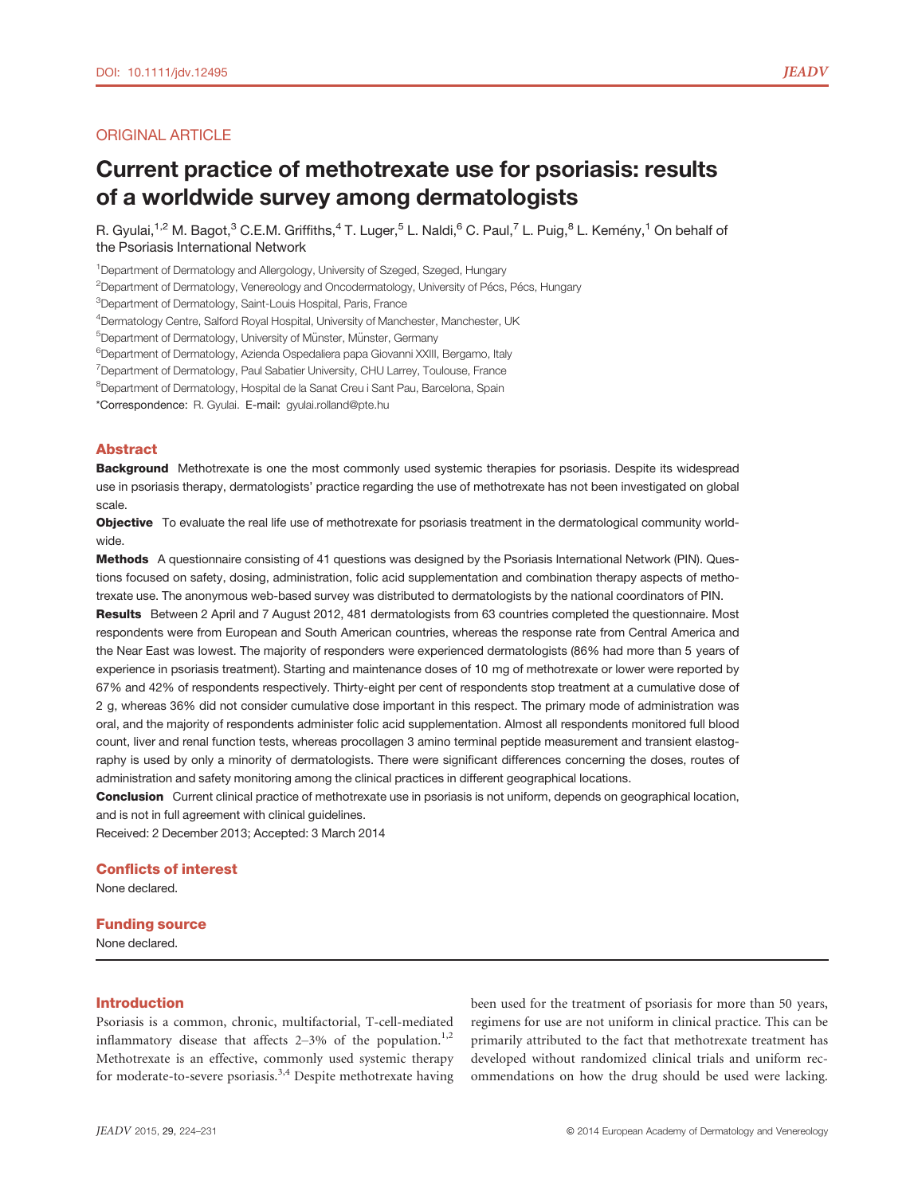ORIGINAL ARTICLE

# Current practice of methotrexate use for psoriasis: results of a worldwide survey among dermatologists

R. Gyulai,[1,2] M. Bagot,[3] C.E.M. Griffiths,[4] T. Luger,[5] L. Naldi,[6] C. Paul,[7] L. Puig,[8] L. Kemény,[1] On behalf of the Psoriasis International Network

[1]Department of Dermatology and Allergology, University of Szeged, Szeged, Hungary
[2]Department of Dermatology, Venereology and Oncodermatology, University of Pécs, Pécs, Hungary
[3]Department of Dermatology, Saint-Louis Hospital, Paris, France
[4]Dermatology Centre, Salford Royal Hospital, University of Manchester, Manchester, UK
[5]Department of Dermatology, University of Münster, Münster, Germany
[6]Department of Dermatology, Azienda Ospedaliera papa Giovanni XXIII, Bergamo, Italy
[7]Department of Dermatology, Paul Sabatier University, CHU Larrey, Toulouse, France
[8]Department of Dermatology, Hospital de la Sanat Creu i Sant Pau, Barcelona, Spain
*Correspondence: R. Gyulai. E-mail: gyulai.rolland@pte.hu

## Abstract

**Background** Methotrexate is one the most commonly used systemic therapies for psoriasis. Despite its widespread use in psoriasis therapy, dermatologists' practice regarding the use of methotrexate has not been investigated on global scale.

**Objective** To evaluate the real life use of methotrexate for psoriasis treatment in the dermatological community worldwide.

**Methods** A questionnaire consisting of 41 questions was designed by the Psoriasis International Network (PIN). Questions focused on safety, dosing, administration, folic acid supplementation and combination therapy aspects of methotrexate use. The anonymous web-based survey was distributed to dermatologists by the national coordinators of PIN.

**Results** Between 2 April and 7 August 2012, 481 dermatologists from 63 countries completed the questionnaire. Most respondents were from European and South American countries, whereas the response rate from Central America and the Near East was lowest. The majority of responders were experienced dermatologists (86% had more than 5 years of experience in psoriasis treatment). Starting and maintenance doses of 10 mg of methotrexate or lower were reported by 67% and 42% of respondents respectively. Thirty-eight per cent of respondents stop treatment at a cumulative dose of 2 g, whereas 36% did not consider cumulative dose important in this respect. The primary mode of administration was oral, and the majority of respondents administer folic acid supplementation. Almost all respondents monitored full blood count, liver and renal function tests, whereas procollagen 3 amino terminal peptide measurement and transient elastography is used by only a minority of dermatologists. There were significant differences concerning the doses, routes of administration and safety monitoring among the clinical practices in different geographical locations.

**Conclusion** Current clinical practice of methotrexate use in psoriasis is not uniform, depends on geographical location, and is not in full agreement with clinical guidelines.

Received: 2 December 2013; Accepted: 3 March 2014

## Conflicts of interest

None declared.

## Funding source

None declared.

## Introduction

Psoriasis is a common, chronic, multifactorial, T-cell-mediated inflammatory disease that affects 2–3% of the population.[1,2] Methotrexate is an effective, commonly used systemic therapy for moderate-to-severe psoriasis.[3,4] Despite methotrexate having been used for the treatment of psoriasis for more than 50 years, regimens for use are not uniform in clinical practice. This can be primarily attributed to the fact that methotrexate treatment has developed without randomized clinical trials and uniform recommendations on how the drug should be used were lacking.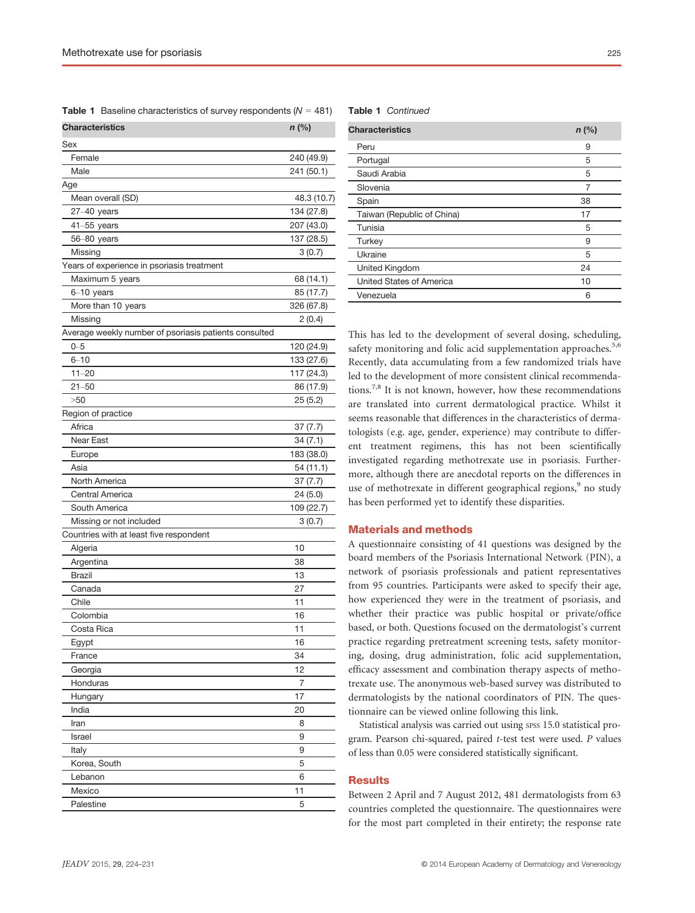**Table 1** Baseline characteristics of survey respondents ($N$ = 481)

| Characteristics | *n* (%) |
|---|---|
| Sex | |
| Female | 240 (49.9) |
| Male | 241 (50.1) |
| Age | |
| Mean overall (SD) | 48.3 (10.7) |
| 27–40 years | 134 (27.8) |
| 41–55 years | 207 (43.0) |
| 56–80 years | 137 (28.5) |
| Missing | 3 (0.7) |
| Years of experience in psoriasis treatment | |
| Maximum 5 years | 68 (14.1) |
| 6–10 years | 85 (17.7) |
| More than 10 years | 326 (67.8) |
| Missing | 2 (0.4) |
| Average weekly number of psoriasis patients consulted | |
| 0–5 | 120 (24.9) |
| 6–10 | 133 (27.6) |
| 11–20 | 117 (24.3) |
| 21–50 | 86 (17.9) |
| >50 | 25 (5.2) |
| Region of practice | |
| Africa | 37 (7.7) |
| Near East | 34 (7.1) |
| Europe | 183 (38.0) |
| Asia | 54 (11.1) |
| North America | 37 (7.7) |
| Central America | 24 (5.0) |
| South America | 109 (22.7) |
| Missing or not included | 3 (0.7) |
| Countries with at least five respondent | |
| Algeria | 10 |
| Argentina | 38 |
| Brazil | 13 |
| Canada | 27 |
| Chile | 11 |
| Colombia | 16 |
| Costa Rica | 11 |
| Egypt | 16 |
| France | 34 |
| Georgia | 12 |
| Honduras | 7 |
| Hungary | 17 |
| India | 20 |
| Iran | 8 |
| Israel | 9 |
| Italy | 9 |
| Korea, South | 5 |
| Lebanon | 6 |
| Mexico | 11 |
| Palestine | 5 |
| Peru | 9 |
| Portugal | 5 |
| Saudi Arabia | 5 |
| Slovenia | 7 |
| Spain | 38 |
| Taiwan (Republic of China) | 17 |
| Tunisia | 5 |
| Turkey | 9 |
| Ukraine | 5 |
| United Kingdom | 24 |
| United States of America | 10 |
| Venezuela | 6 |

This has led to the development of several dosing, scheduling, safety monitoring and folic acid supplementation approaches.[5,6] Recently, data accumulating from a few randomized trials have led to the development of more consistent clinical recommendations.[7,8] It is not known, however, how these recommendations are translated into current dermatological practice. Whilst it seems reasonable that differences in the characteristics of dermatologists (e.g. age, gender, experience) may contribute to different treatment regimens, this has not been scientifically investigated regarding methotrexate use in psoriasis. Furthermore, although there are anecdotal reports on the differences in use of methotrexate in different geographical regions,[9] no study has been performed yet to identify these disparities.

## Materials and methods

A questionnaire consisting of 41 questions was designed by the board members of the Psoriasis International Network (PIN), a network of psoriasis professionals and patient representatives from 95 countries. Participants were asked to specify their age, how experienced they were in the treatment of psoriasis, and whether their practice was public hospital or private/office based, or both. Questions focused on the dermatologist's current practice regarding pretreatment screening tests, safety monitoring, dosing, drug administration, folic acid supplementation, efficacy assessment and combination therapy aspects of methotrexate use. The anonymous web-based survey was distributed to dermatologists by the national coordinators of PIN. The questionnaire can be viewed online following this link.

Statistical analysis was carried out using SPSS 15.0 statistical program. Pearson chi-squared, paired *t*-test test were used. *P* values of less than 0.05 were considered statistically significant.

## Results

Between 2 April and 7 August 2012, 481 dermatologists from 63 countries completed the questionnaire. The questionnaires were for the most part completed in their entirety; the response rate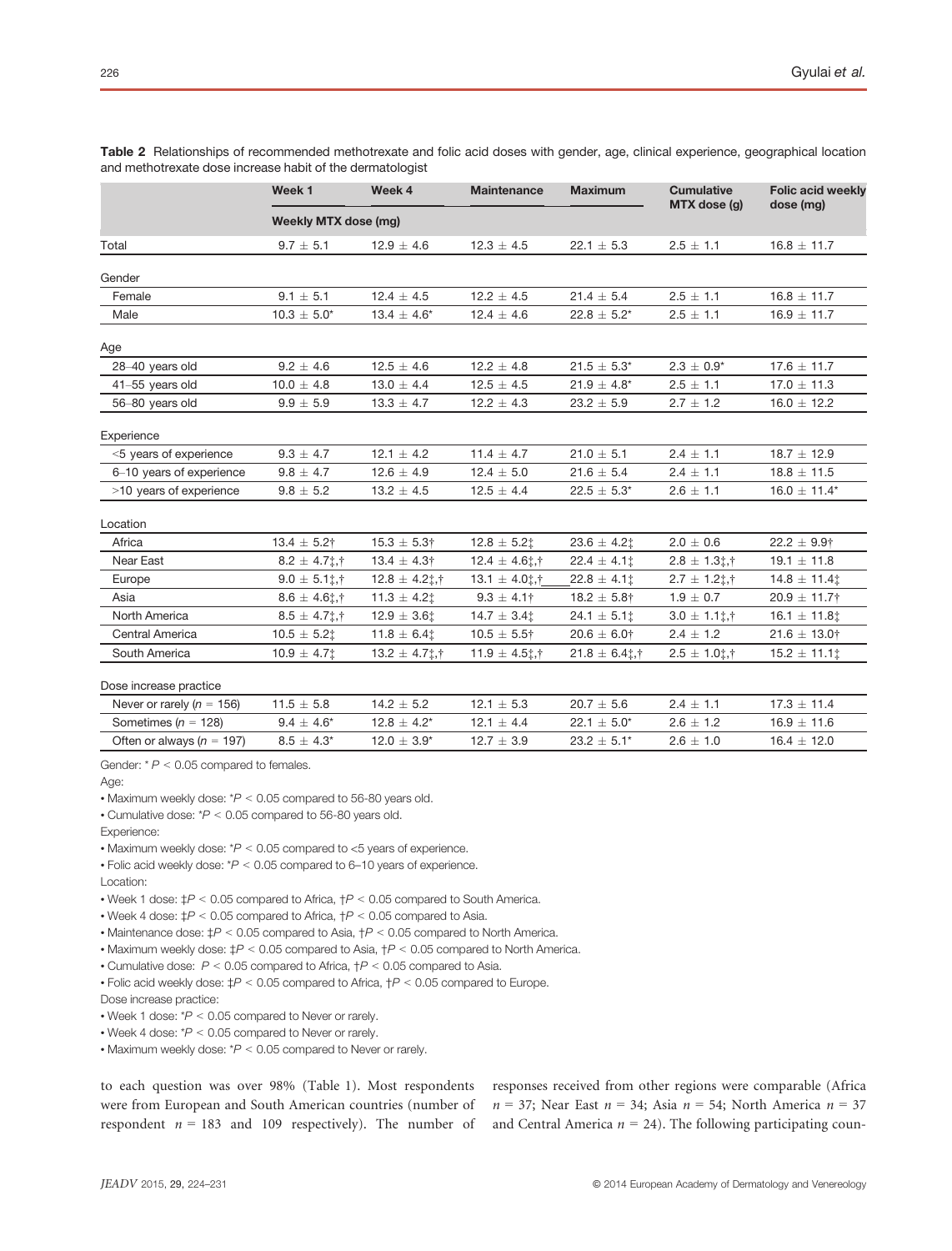**Table 2** Relationships of recommended methotrexate and folic acid doses with gender, age, clinical experience, geographical location and methotrexate dose increase habit of the dermatologist

| | Week 1 | Week 4 | Maintenance | Maximum | Cumulative MTX dose (g) | Folic acid weekly dose (mg) |
|---|---|---|---|---|---|---|
| | Weekly MTX dose (mg) | | | | | |
| Total | 9.7 ± 5.1 | 12.9 ± 4.6 | 12.3 ± 4.5 | 22.1 ± 5.3 | 2.5 ± 1.1 | 16.8 ± 11.7 |
| Gender | | | | | | |
| Female | 9.1 ± 5.1 | 12.4 ± 4.5 | 12.2 ± 4.5 | 21.4 ± 5.4 | 2.5 ± 1.1 | 16.8 ± 11.7 |
| Male | 10.3 ± 5.0* | 13.4 ± 4.6* | 12.4 ± 4.6 | 22.8 ± 5.2* | 2.5 ± 1.1 | 16.9 ± 11.7 |
| Age | | | | | | |
| 28–40 years old | 9.2 ± 4.6 | 12.5 ± 4.6 | 12.2 ± 4.8 | 21.5 ± 5.3* | 2.3 ± 0.9* | 17.6 ± 11.7 |
| 41–55 years old | 10.0 ± 4.8 | 13.0 ± 4.4 | 12.5 ± 4.5 | 21.9 ± 4.8* | 2.5 ± 1.1 | 17.0 ± 11.3 |
| 56–80 years old | 9.9 ± 5.9 | 13.3 ± 4.7 | 12.2 ± 4.3 | 23.2 ± 5.9 | 2.7 ± 1.2 | 16.0 ± 12.2 |
| Experience | | | | | | |
| <5 years of experience | 9.3 ± 4.7 | 12.1 ± 4.2 | 11.4 ± 4.7 | 21.0 ± 5.1 | 2.4 ± 1.1 | 18.7 ± 12.9 |
| 6–10 years of experience | 9.8 ± 4.7 | 12.6 ± 4.9 | 12.4 ± 5.0 | 21.6 ± 5.4 | 2.4 ± 1.1 | 18.8 ± 11.5 |
| >10 years of experience | 9.8 ± 5.2 | 13.2 ± 4.5 | 12.5 ± 4.4 | 22.5 ± 5.3* | 2.6 ± 1.1 | 16.0 ± 11.4* |
| Location | | | | | | |
| Africa | 13.4 ± 5.2† | 15.3 ± 5.3† | 12.8 ± 5.2‡ | 23.6 ± 4.2‡ | 2.0 ± 0.6 | 22.2 ± 9.9† |
| Near East | 8.2 ± 4.7‡,† | 13.4 ± 4.3† | 12.4 ± 4.6‡,† | 22.4 ± 4.1‡ | 2.8 ± 1.3‡,† | 19.1 ± 11.8 |
| Europe | 9.0 ± 5.1‡,† | 12.8 ± 4.2‡,† | 13.1 ± 4.0‡,† | 22.8 ± 4.1‡ | 2.7 ± 1.2‡,† | 14.8 ± 11.4‡ |
| Asia | 8.6 ± 4.6‡,† | 11.3 ± 4.2‡ | 9.3 ± 4.1† | 18.2 ± 5.8† | 1.9 ± 0.7 | 20.9 ± 11.7† |
| North America | 8.5 ± 4.7‡,† | 12.9 ± 3.6‡ | 14.7 ± 3.4‡ | 24.1 ± 5.1‡ | 3.0 ± 1.1‡,† | 16.1 ± 11.8‡ |
| Central America | 10.5 ± 5.2‡ | 11.8 ± 6.4‡ | 10.5 ± 5.5† | 20.6 ± 6.0† | 2.4 ± 1.2 | 21.6 ± 13.0† |
| South America | 10.9 ± 4.7‡ | 13.2 ± 4.7‡,† | 11.9 ± 4.5‡,† | 21.8 ± 6.4‡,† | 2.5 ± 1.0‡,† | 15.2 ± 11.1‡ |
| Dose increase practice | | | | | | |
| Never or rarely ($n$ = 156) | 11.5 ± 5.8 | 14.2 ± 5.2 | 12.1 ± 5.3 | 20.7 ± 5.6 | 2.4 ± 1.1 | 17.3 ± 11.4 |
| Sometimes ($n$ = 128) | 9.4 ± 4.6* | 12.8 ± 4.2* | 12.1 ± 4.4 | 22.1 ± 5.0* | 2.6 ± 1.2 | 16.9 ± 11.6 |
| Often or always ($n$ = 197) | 8.5 ± 4.3* | 12.0 ± 3.9* | 12.7 ± 3.9 | 23.2 ± 5.1* | 2.6 ± 1.0 | 16.4 ± 12.0 |

Gender: * $P < 0.05$ compared to females.

Age:

- Maximum weekly dose: *$P < 0.05$ compared to 56-80 years old.
- Cumulative dose: *$P < 0.05$ compared to 56-80 years old.

Experience:

- Maximum weekly dose: *$P < 0.05$ compared to <5 years of experience.
- Folic acid weekly dose: *$P < 0.05$ compared to 6–10 years of experience.

Location:

- Week 1 dose: ‡$P < 0.05$ compared to Africa, †$P < 0.05$ compared to South America.
- Week 4 dose: ‡$P < 0.05$ compared to Africa, †$P < 0.05$ compared to Asia.
- Maintenance dose: ‡$P < 0.05$ compared to Asia, †$P < 0.05$ compared to North America.
- Maximum weekly dose: ‡$P < 0.05$ compared to Asia, †$P < 0.05$ compared to North America.
- Cumulative dose: $P < 0.05$ compared to Africa, †$P < 0.05$ compared to Asia.
- Folic acid weekly dose: ‡$P < 0.05$ compared to Africa, †$P < 0.05$ compared to Europe.

Dose increase practice:

- Week 1 dose: *$P < 0.05$ compared to Never or rarely.
- Week 4 dose: *$P < 0.05$ compared to Never or rarely.
- Maximum weekly dose: *$P < 0.05$ compared to Never or rarely.

to each question was over 98% (Table 1). Most respondents were from European and South American countries (number of respondent $n$ = 183 and 109 respectively). The number of responses received from other regions were comparable (Africa $n$ = 37; Near East $n$ = 34; Asia $n$ = 54; North America $n$ = 37 and Central America $n$ = 24). The following participating coun-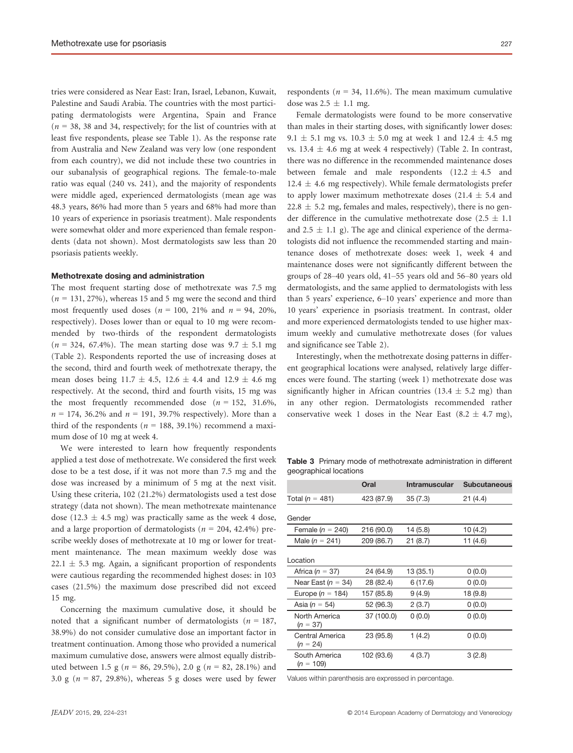tries were considered as Near East: Iran, Israel, Lebanon, Kuwait, Palestine and Saudi Arabia. The countries with the most participating dermatologists were Argentina, Spain and France ($n$ = 38, 38 and 34, respectively; for the list of countries with at least five respondents, please see Table 1). As the response rate from Australia and New Zealand was very low (one respondent from each country), we did not include these two countries in our subanalysis of geographical regions. The female-to-male ratio was equal (240 vs. 241), and the majority of respondents were middle aged, experienced dermatologists (mean age was 48.3 years, 86% had more than 5 years and 68% had more than 10 years of experience in psoriasis treatment). Male respondents were somewhat older and more experienced than female respondents (data not shown). Most dermatologists saw less than 20 psoriasis patients weekly.

### Methotrexate dosing and administration

The most frequent starting dose of methotrexate was 7.5 mg ($n$ = 131, 27%), whereas 15 and 5 mg were the second and third most frequently used doses ($n$ = 100, 21% and $n$ = 94, 20%, respectively). Doses lower than or equal to 10 mg were recommended by two-thirds of the respondent dermatologists ($n$ = 324, 67.4%). The mean starting dose was 9.7 ± 5.1 mg (Table 2). Respondents reported the use of increasing doses at the second, third and fourth week of methotrexate therapy, the mean doses being 11.7 ± 4.5, 12.6 ± 4.4 and 12.9 ± 4.6 mg respectively. At the second, third and fourth visits, 15 mg was the most frequently recommended dose ($n$ = 152, 31.6%, $n$ = 174, 36.2% and $n$ = 191, 39.7% respectively). More than a third of the respondents ($n$ = 188, 39.1%) recommend a maximum dose of 10 mg at week 4.

We were interested to learn how frequently respondents applied a test dose of methotrexate. We considered the first week dose to be a test dose, if it was not more than 7.5 mg and the dose was increased by a minimum of 5 mg at the next visit. Using these criteria, 102 (21.2%) dermatologists used a test dose strategy (data not shown). The mean methotrexate maintenance dose (12.3 ± 4.5 mg) was practically same as the week 4 dose, and a large proportion of dermatologists ($n$ = 204, 42.4%) prescribe weekly doses of methotrexate at 10 mg or lower for treatment maintenance. The mean maximum weekly dose was 22.1 ± 5.3 mg. Again, a significant proportion of respondents were cautious regarding the recommended highest doses: in 103 cases (21.5%) the maximum dose prescribed did not exceed 15 mg.

Concerning the maximum cumulative dose, it should be noted that a significant number of dermatologists ($n$ = 187, 38.9%) do not consider cumulative dose an important factor in treatment continuation. Among those who provided a numerical maximum cumulative dose, answers were almost equally distributed between 1.5 g ($n$ = 86, 29.5%), 2.0 g ($n$ = 82, 28.1%) and 3.0 g ($n$ = 87, 29.8%), whereas 5 g doses were used by fewer respondents ($n$ = 34, 11.6%). The mean maximum cumulative dose was 2.5 ± 1.1 mg.

Female dermatologists were found to be more conservative than males in their starting doses, with significantly lower doses: 9.1 ± 5.1 mg vs. 10.3 ± 5.0 mg at week 1 and 12.4 ± 4.5 mg vs. 13.4 ± 4.6 mg at week 4 respectively) (Table 2. In contrast, there was no difference in the recommended maintenance doses between female and male respondents (12.2 ± 4.5 and 12.4 ± 4.6 mg respectively). While female dermatologists prefer to apply lower maximum methotrexate doses (21.4 ± 5.4 and 22.8 ± 5.2 mg, females and males, respectively), there is no gender difference in the cumulative methotrexate dose (2.5 ± 1.1 and 2.5 ± 1.1 g). The age and clinical experience of the dermatologists did not influence the recommended starting and maintenance doses of methotrexate doses: week 1, week 4 and maintenance doses were not significantly different between the groups of 28–40 years old, 41–55 years old and 56–80 years old dermatologists, and the same applied to dermatologists with less than 5 years' experience, 6–10 years' experience and more than 10 years' experience in psoriasis treatment. In contrast, older and more experienced dermatologists tended to use higher maximum weekly and cumulative methotrexate doses (for values and significance see Table 2).

Interestingly, when the methotrexate dosing patterns in different geographical locations were analysed, relatively large differences were found. The starting (week 1) methotrexate dose was significantly higher in African countries (13.4 ± 5.2 mg) than in any other region. Dermatologists recommended rather conservative week 1 doses in the Near East (8.2 ± 4.7 mg),

**Table 3** Primary mode of methotrexate administration in different geographical locations

| | Oral | Intramuscular | Subcutaneous |
|---|---|---|---|
| Total ($n$ = 481) | 423 (87.9) | 35 (7.3) | 21 (4.4) |
| **Gender** | | | |
| Female ($n$ = 240) | 216 (90.0) | 14 (5.8) | 10 (4.2) |
| Male ($n$ = 241) | 209 (86.7) | 21 (8.7) | 11 (4.6) |
| **Location** | | | |
| Africa ($n$ = 37) | 24 (64.9) | 13 (35.1) | 0 (0.0) |
| Near East ($n$ = 34) | 28 (82.4) | 6 (17.6) | 0 (0.0) |
| Europe ($n$ = 184) | 157 (85.8) | 9 (4.9) | 18 (9.8) |
| Asia ($n$ = 54) | 52 (96.3) | 2 (3.7) | 0 (0.0) |
| North America ($n$ = 37) | 37 (100.0) | 0 (0.0) | 0 (0.0) |
| Central America ($n$ = 24) | 23 (95.8) | 1 (4.2) | 0 (0.0) |
| South America ($n$ = 109) | 102 (93.6) | 4 (3.7) | 3 (2.8) |

Values within parenthesis are expressed in percentage.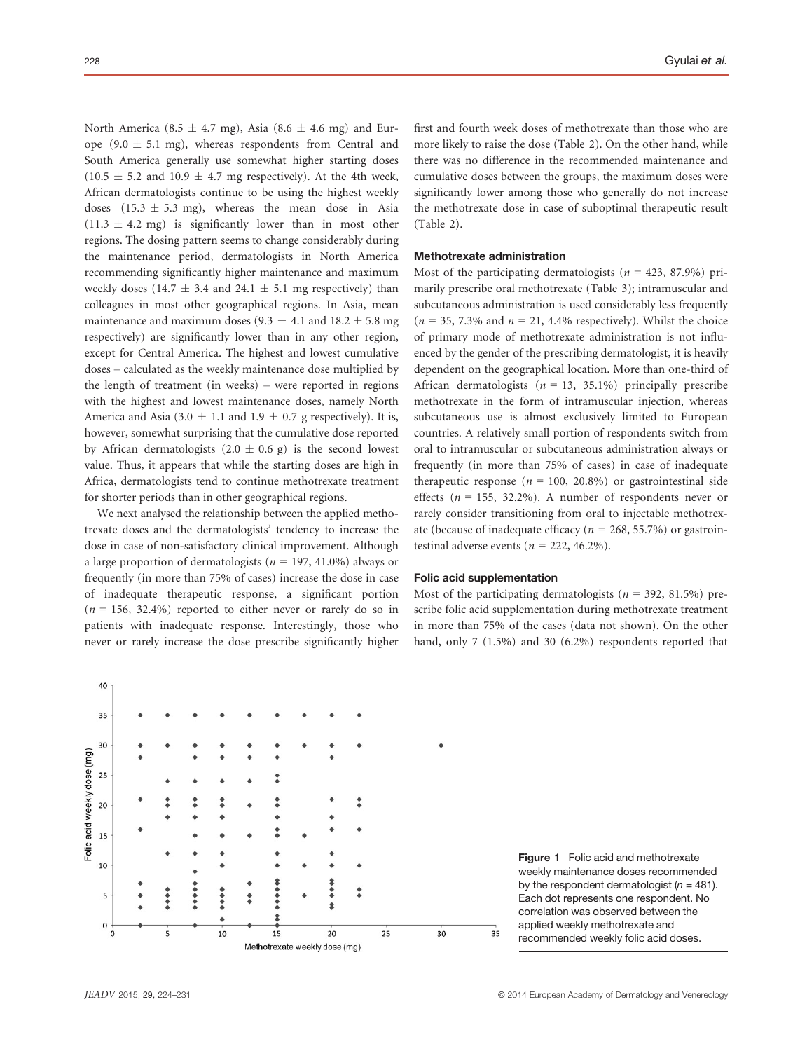North America (8.5 ± 4.7 mg), Asia (8.6 ± 4.6 mg) and Europe (9.0 ± 5.1 mg), whereas respondents from Central and South America generally use somewhat higher starting doses (10.5 ± 5.2 and 10.9 ± 4.7 mg respectively). At the 4th week, African dermatologists continue to be using the highest weekly doses (15.3 ± 5.3 mg), whereas the mean dose in Asia (11.3 ± 4.2 mg) is significantly lower than in most other regions. The dosing pattern seems to change considerably during the maintenance period, dermatologists in North America recommending significantly higher maintenance and maximum weekly doses (14.7 ± 3.4 and 24.1 ± 5.1 mg respectively) than colleagues in most other geographical regions. In Asia, mean maintenance and maximum doses (9.3 ± 4.1 and 18.2 ± 5.8 mg respectively) are significantly lower than in any other region, except for Central America. The highest and lowest cumulative doses – calculated as the weekly maintenance dose multiplied by the length of treatment (in weeks) – were reported in regions with the highest and lowest maintenance doses, namely North America and Asia (3.0 ± 1.1 and 1.9 ± 0.7 g respectively). It is, however, somewhat surprising that the cumulative dose reported by African dermatologists (2.0 ± 0.6 g) is the second lowest value. Thus, it appears that while the starting doses are high in Africa, dermatologists tend to continue methotrexate treatment for shorter periods than in other geographical regions.

We next analysed the relationship between the applied methotrexate doses and the dermatologists' tendency to increase the dose in case of non-satisfactory clinical improvement. Although a large proportion of dermatologists ($n$ = 197, 41.0%) always or frequently (in more than 75% of cases) increase the dose in case of inadequate therapeutic response, a significant portion ($n$ = 156, 32.4%) reported to either never or rarely do so in patients with inadequate response. Interestingly, those who never or rarely increase the dose prescribe significantly higher first and fourth week doses of methotrexate than those who are more likely to raise the dose (Table 2). On the other hand, while there was no difference in the recommended maintenance and cumulative doses between the groups, the maximum doses were significantly lower among those who generally do not increase the methotrexate dose in case of suboptimal therapeutic result (Table 2).

#### Methotrexate administration

Most of the participating dermatologists ($n$ = 423, 87.9%) primarily prescribe oral methotrexate (Table 3); intramuscular and subcutaneous administration is used considerably less frequently ($n$ = 35, 7.3% and $n$ = 21, 4.4% respectively). Whilst the choice of primary mode of methotrexate administration is not influenced by the gender of the prescribing dermatologist, it is heavily dependent on the geographical location. More than one-third of African dermatologists ($n$ = 13, 35.1%) principally prescribe methotrexate in the form of intramuscular injection, whereas subcutaneous use is almost exclusively limited to European countries. A relatively small portion of respondents switch from oral to intramuscular or subcutaneous administration always or frequently (in more than 75% of cases) in case of inadequate therapeutic response ($n$ = 100, 20.8%) or gastrointestinal side effects ($n$ = 155, 32.2%). A number of respondents never or rarely consider transitioning from oral to injectable methotrexate (because of inadequate efficacy ($n$ = 268, 55.7%) or gastrointestinal adverse events ($n$ = 222, 46.2%).

#### Folic acid supplementation

Most of the participating dermatologists ($n$ = 392, 81.5%) prescribe folic acid supplementation during methotrexate treatment in more than 75% of the cases (data not shown). On the other hand, only 7 (1.5%) and 30 (6.2%) respondents reported that

**Figure 1** Folic acid and methotrexate weekly maintenance doses recommended by the respondent dermatologist ($n$ = 481). Each dot represents one respondent. No correlation was observed between the applied weekly methotrexate and recommended weekly folic acid doses.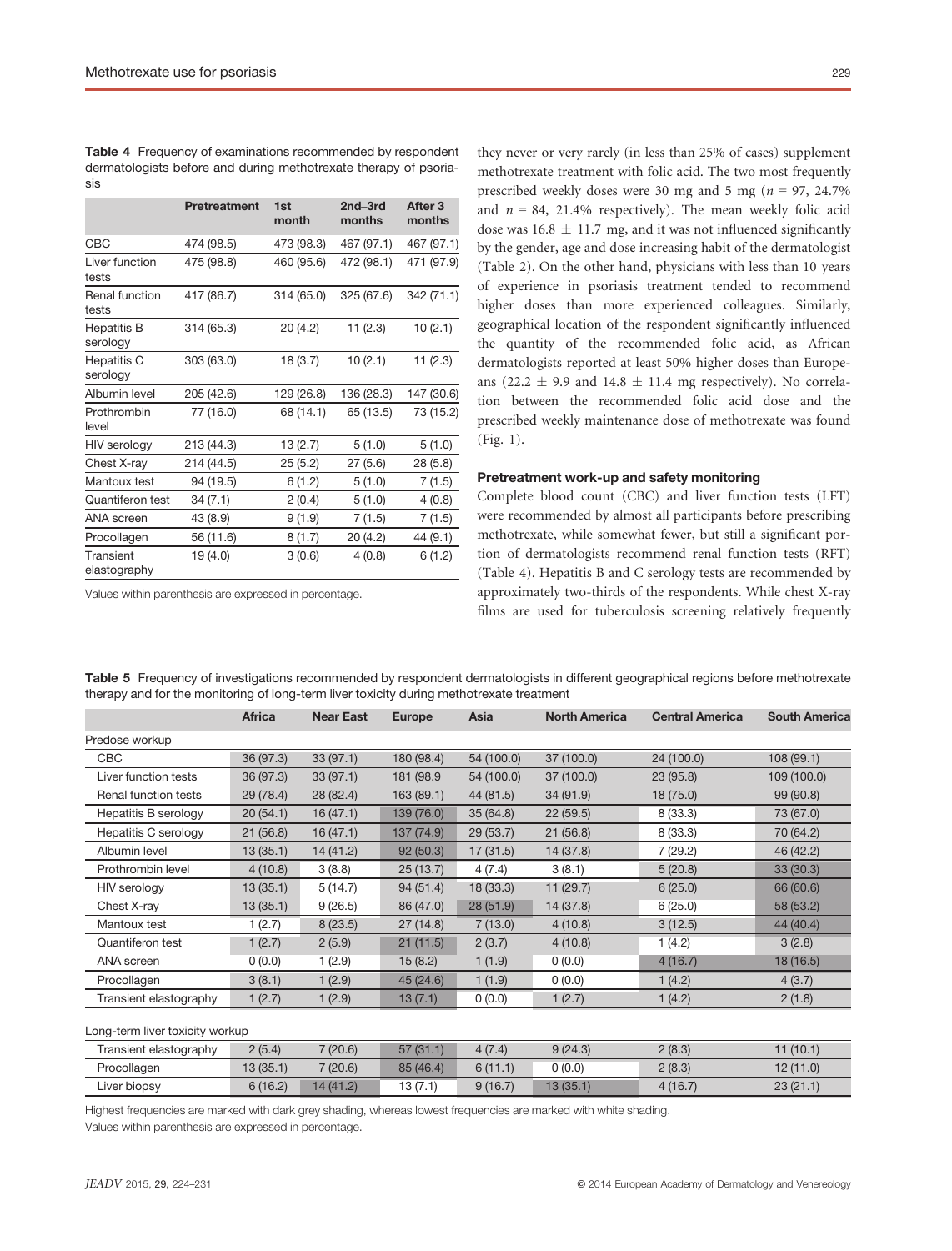**Table 4** Frequency of examinations recommended by respondent dermatologists before and during methotrexate therapy of psoriasis

| | Pretreatment | 1st month | 2nd–3rd months | After 3 months |
|---|---|---|---|---|
| CBC | 474 (98.5) | 473 (98.3) | 467 (97.1) | 467 (97.1) |
| Liver function tests | 475 (98.8) | 460 (95.6) | 472 (98.1) | 471 (97.9) |
| Renal function tests | 417 (86.7) | 314 (65.0) | 325 (67.6) | 342 (71.1) |
| Hepatitis B serology | 314 (65.3) | 20 (4.2) | 11 (2.3) | 10 (2.1) |
| Hepatitis C serology | 303 (63.0) | 18 (3.7) | 10 (2.1) | 11 (2.3) |
| Albumin level | 205 (42.6) | 129 (26.8) | 136 (28.3) | 147 (30.6) |
| Prothrombin level | 77 (16.0) | 68 (14.1) | 65 (13.5) | 73 (15.2) |
| HIV serology | 213 (44.3) | 13 (2.7) | 5 (1.0) | 5 (1.0) |
| Chest X-ray | 214 (44.5) | 25 (5.2) | 27 (5.6) | 28 (5.8) |
| Mantoux test | 94 (19.5) | 6 (1.2) | 5 (1.0) | 7 (1.5) |
| Quantiferon test | 34 (7.1) | 2 (0.4) | 5 (1.0) | 4 (0.8) |
| ANA screen | 43 (8.9) | 9 (1.9) | 7 (1.5) | 7 (1.5) |
| Procollagen | 56 (11.6) | 8 (1.7) | 20 (4.2) | 44 (9.1) |
| Transient elastography | 19 (4.0) | 3 (0.6) | 4 (0.8) | 6 (1.2) |

Values within parenthesis are expressed in percentage.

they never or very rarely (in less than 25% of cases) supplement methotrexate treatment with folic acid. The two most frequently prescribed weekly doses were 30 mg and 5 mg ($n$ = 97, 24.7% and $n$ = 84, 21.4% respectively). The mean weekly folic acid dose was $16.8 \pm 11.7$ mg, and it was not influenced significantly by the gender, age and dose increasing habit of the dermatologist (Table 2). On the other hand, physicians with less than 10 years of experience in psoriasis treatment tended to recommend higher doses than more experienced colleagues. Similarly, geographical location of the respondent significantly influenced the quantity of the recommended folic acid, as African dermatologists reported at least 50% higher doses than Europeans ($22.2 \pm 9.9$ and $14.8 \pm 11.4$ mg respectively). No correlation between the recommended folic acid dose and the prescribed weekly maintenance dose of methotrexate was found (Fig. 1).

#### Pretreatment work-up and safety monitoring

Complete blood count (CBC) and liver function tests (LFT) were recommended by almost all participants before prescribing methotrexate, while somewhat fewer, but still a significant portion of dermatologists recommend renal function tests (RFT) (Table 4). Hepatitis B and C serology tests are recommended by approximately two-thirds of the respondents. While chest X-ray films are used for tuberculosis screening relatively frequently

**Table 5** Frequency of investigations recommended by respondent dermatologists in different geographical regions before methotrexate therapy and for the monitoring of long-term liver toxicity during methotrexate treatment

| | Africa | Near East | Europe | Asia | North America | Central America | South America |
|---|---|---|---|---|---|---|---|
| Predose workup | | | | | | | |
| CBC | 36 (97.3) | 33 (97.1) | 180 (98.4) | 54 (100.0) | 37 (100.0) | 24 (100.0) | 108 (99.1) |
| Liver function tests | 36 (97.3) | 33 (97.1) | 181 (98.9 | 54 (100.0) | 37 (100.0) | 23 (95.8) | 109 (100.0) |
| Renal function tests | 29 (78.4) | 28 (82.4) | 163 (89.1) | 44 (81.5) | 34 (91.9) | 18 (75.0) | 99 (90.8) |
| Hepatitis B serology | 20 (54.1) | 16 (47.1) | 139 (76.0) | 35 (64.8) | 22 (59.5) | 8 (33.3) | 73 (67.0) |
| Hepatitis C serology | 21 (56.8) | 16 (47.1) | 137 (74.9) | 29 (53.7) | 21 (56.8) | 8 (33.3) | 70 (64.2) |
| Albumin level | 13 (35.1) | 14 (41.2) | 92 (50.3) | 17 (31.5) | 14 (37.8) | 7 (29.2) | 46 (42.2) |
| Prothrombin level | 4 (10.8) | 3 (8.8) | 25 (13.7) | 4 (7.4) | 3 (8.1) | 5 (20.8) | 33 (30.3) |
| HIV serology | 13 (35.1) | 5 (14.7) | 94 (51.4) | 18 (33.3) | 11 (29.7) | 6 (25.0) | 66 (60.6) |
| Chest X-ray | 13 (35.1) | 9 (26.5) | 86 (47.0) | 28 (51.9) | 14 (37.8) | 6 (25.0) | 58 (53.2) |
| Mantoux test | 1 (2.7) | 8 (23.5) | 27 (14.8) | 7 (13.0) | 4 (10.8) | 3 (12.5) | 44 (40.4) |
| Quantiferon test | 1 (2.7) | 2 (5.9) | 21 (11.5) | 2 (3.7) | 4 (10.8) | 1 (4.2) | 3 (2.8) |
| ANA screen | 0 (0.0) | 1 (2.9) | 15 (8.2) | 1 (1.9) | 0 (0.0) | 4 (16.7) | 18 (16.5) |
| Procollagen | 3 (8.1) | 1 (2.9) | 45 (24.6) | 1 (1.9) | 0 (0.0) | 1 (4.2) | 4 (3.7) |
| Transient elastography | 1 (2.7) | 1 (2.9) | 13 (7.1) | 0 (0.0) | 1 (2.7) | 1 (4.2) | 2 (1.8) |
| Long-term liver toxicity workup | | | | | | | |
| Transient elastography | 2 (5.4) | 7 (20.6) | 57 (31.1) | 4 (7.4) | 9 (24.3) | 2 (8.3) | 11 (10.1) |
| Procollagen | 13 (35.1) | 7 (20.6) | 85 (46.4) | 6 (11.1) | 0 (0.0) | 2 (8.3) | 12 (11.0) |
| Liver biopsy | 6 (16.2) | 14 (41.2) | 13 (7.1) | 9 (16.7) | 13 (35.1) | 4 (16.7) | 23 (21.1) |

Highest frequencies are marked with dark grey shading, whereas lowest frequencies are marked with white shading.
Values within parenthesis are expressed in percentage.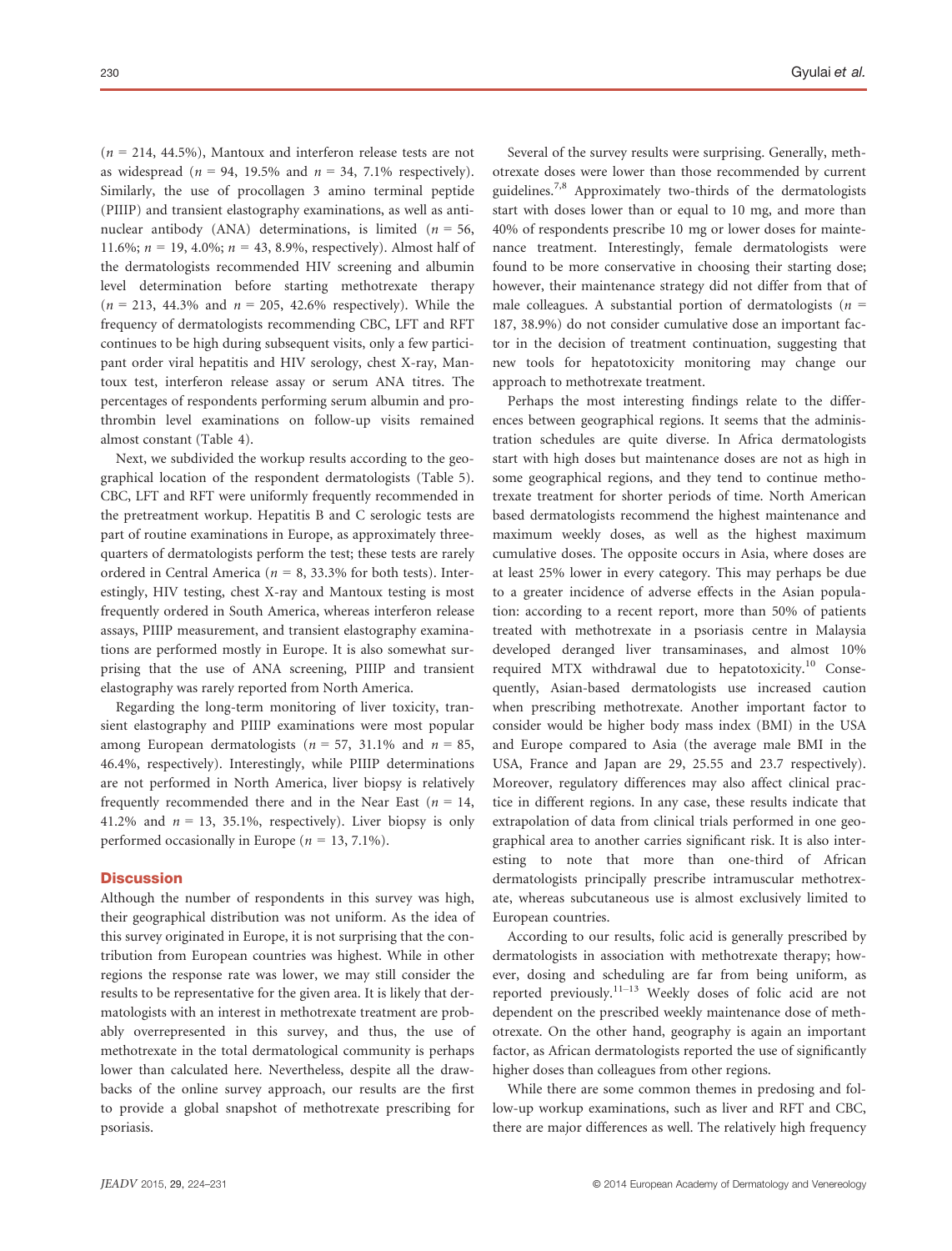($n$ = 214, 44.5%), Mantoux and interferon release tests are not as widespread ($n$ = 94, 19.5% and $n$ = 34, 7.1% respectively). Similarly, the use of procollagen 3 amino terminal peptide (PIIIP) and transient elastography examinations, as well as antinuclear antibody (ANA) determinations, is limited ($n$ = 56, 11.6%; $n$ = 19, 4.0%; $n$ = 43, 8.9%, respectively). Almost half of the dermatologists recommended HIV screening and albumin level determination before starting methotrexate therapy ($n$ = 213, 44.3% and $n$ = 205, 42.6% respectively). While the frequency of dermatologists recommending CBC, LFT and RFT continues to be high during subsequent visits, only a few participant order viral hepatitis and HIV serology, chest X-ray, Mantoux test, interferon release assay or serum ANA titres. The percentages of respondents performing serum albumin and prothrombin level examinations on follow-up visits remained almost constant (Table 4).

Next, we subdivided the workup results according to the geographical location of the respondent dermatologists (Table 5). CBC, LFT and RFT were uniformly frequently recommended in the pretreatment workup. Hepatitis B and C serologic tests are part of routine examinations in Europe, as approximately three-quarters of dermatologists perform the test; these tests are rarely ordered in Central America ($n$ = 8, 33.3% for both tests). Interestingly, HIV testing, chest X-ray and Mantoux testing is most frequently ordered in South America, whereas interferon release assays, PIIIP measurement, and transient elastography examinations are performed mostly in Europe. It is also somewhat surprising that the use of ANA screening, PIIIP and transient elastography was rarely reported from North America.

Regarding the long-term monitoring of liver toxicity, transient elastography and PIIIP examinations were most popular among European dermatologists ($n$ = 57, 31.1% and $n$ = 85, 46.4%, respectively). Interestingly, while PIIIP determinations are not performed in North America, liver biopsy is relatively frequently recommended there and in the Near East ($n$ = 14, 41.2% and $n$ = 13, 35.1%, respectively). Liver biopsy is only performed occasionally in Europe ($n$ = 13, 7.1%).

## Discussion

Although the number of respondents in this survey was high, their geographical distribution was not uniform. As the idea of this survey originated in Europe, it is not surprising that the contribution from European countries was highest. While in other regions the response rate was lower, we may still consider the results to be representative for the given area. It is likely that dermatologists with an interest in methotrexate treatment are probably overrepresented in this survey, and thus, the use of methotrexate in the total dermatological community is perhaps lower than calculated here. Nevertheless, despite all the drawbacks of the online survey approach, our results are the first to provide a global snapshot of methotrexate prescribing for psoriasis.

Several of the survey results were surprising. Generally, methotrexate doses were lower than those recommended by current guidelines.[7,8] Approximately two-thirds of the dermatologists start with doses lower than or equal to 10 mg, and more than 40% of respondents prescribe 10 mg or lower doses for maintenance treatment. Interestingly, female dermatologists were found to be more conservative in choosing their starting dose; however, their maintenance strategy did not differ from that of male colleagues. A substantial portion of dermatologists ($n$ = 187, 38.9%) do not consider cumulative dose an important factor in the decision of treatment continuation, suggesting that new tools for hepatotoxicity monitoring may change our approach to methotrexate treatment.

Perhaps the most interesting findings relate to the differences between geographical regions. It seems that the administration schedules are quite diverse. In Africa dermatologists start with high doses but maintenance doses are not as high in some geographical regions, and they tend to continue methotrexate treatment for shorter periods of time. North American based dermatologists recommend the highest maintenance and maximum weekly doses, as well as the highest maximum cumulative doses. The opposite occurs in Asia, where doses are at least 25% lower in every category. This may perhaps be due to a greater incidence of adverse effects in the Asian population: according to a recent report, more than 50% of patients treated with methotrexate in a psoriasis centre in Malaysia developed deranged liver transaminases, and almost 10% required MTX withdrawal due to hepatotoxicity.[10] Consequently, Asian-based dermatologists use increased caution when prescribing methotrexate. Another important factor to consider would be higher body mass index (BMI) in the USA and Europe compared to Asia (the average male BMI in the USA, France and Japan are 29, 25.55 and 23.7 respectively). Moreover, regulatory differences may also affect clinical practice in different regions. In any case, these results indicate that extrapolation of data from clinical trials performed in one geographical area to another carries significant risk. It is also interesting to note that more than one-third of African dermatologists principally prescribe intramuscular methotrexate, whereas subcutaneous use is almost exclusively limited to European countries.

According to our results, folic acid is generally prescribed by dermatologists in association with methotrexate therapy; however, dosing and scheduling are far from being uniform, as reported previously.[11–13] Weekly doses of folic acid are not dependent on the prescribed weekly maintenance dose of methotrexate. On the other hand, geography is again an important factor, as African dermatologists reported the use of significantly higher doses than colleagues from other regions.

While there are some common themes in predosing and follow-up workup examinations, such as liver and RFT and CBC, there are major differences as well. The relatively high frequency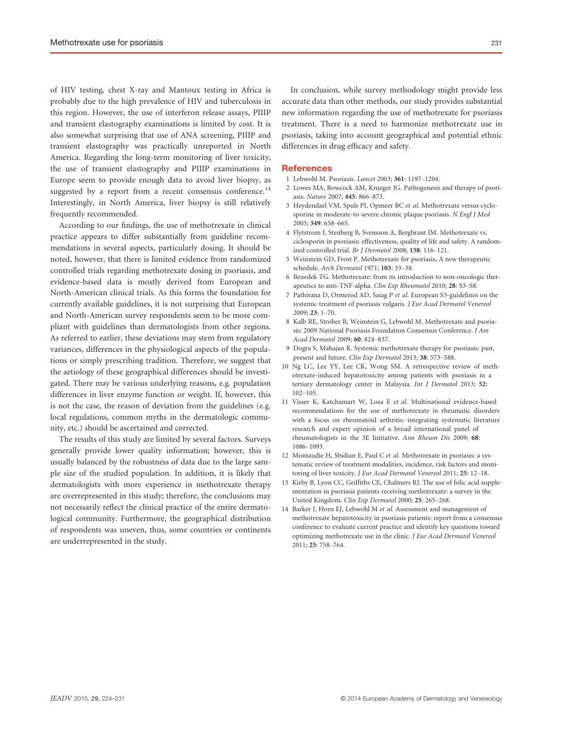of HIV testing, chest X-ray and Mantoux testing in Africa is probably due to the high prevalence of HIV and tuberculosis in this region. However, the use of interferon release assays, PIIIP and transient elastography examinations is limited by cost. It is also somewhat surprising that use of ANA screening, PIIIP and transient elastography was practically unreported in North America. Regarding the long-term monitoring of liver toxicity, the use of transient elastography and PIIIP examinations in Europe seem to provide enough data to avoid liver biopsy, as suggested by a report from a recent consensus conference.[14] Interestingly, in North America, liver biopsy is still relatively frequently recommended.

According to our findings, the use of methotrexate in clinical practice appears to differ substantially from guideline recommendations in several aspects, particularly dosing. It should be noted, however, that there is limited evidence from randomized controlled trials regarding methotrexate dosing in psoriasis, and evidence-based data is mostly derived from European and North-American clinical trials. As this forms the foundation for currently available guidelines, it is not surprising that European and North-American survey respondents seem to be more compliant with guidelines than dermatologists from other regions. As referred to earlier, these deviations may stem from regulatory variances, differences in the physiological aspects of the populations or simply prescribing tradition. Therefore, we suggest that the aetiology of these geographical differences should be investigated. There may be various underlying reasons, e.g. population differences in liver enzyme function or weight. If, however, this is not the case, the reason of deviation from the guidelines (e.g. local regulations, common myths in the dermatologic community, etc.) should be ascertained and corrected.

The results of this study are limited by several factors. Surveys generally provide lower quality information; however, this is usually balanced by the robustness of data due to the large sample size of the studied population. In addition, it is likely that dermatologists with more experience in methotrexate therapy are overrepresented in this study; therefore, the conclusions may not necessarily reflect the clinical practice of the entire dermatological community. Furthermore, the geographical distribution of respondents was uneven, thus, some countries or continents are underrepresented in the study.

In conclusion, while survey methodology might provide less accurate data than other methods, our study provides substantial new information regarding the use of methotrexate for psoriasis treatment. There is a need to harmonize methotrexate use in psoriasis, taking into account geographical and potential ethnic differences in drug efficacy and safety.

## References

1. Lebwohl M. Psoriasis. *Lancet* 2003; **361**: 1197–1204.
2. Lowes MA, Bowcock AM, Krueger JG. Pathogenesis and therapy of psoriasis. *Nature* 2007; **445**: 866–873.
3. Heydendael VM, Spuls PI, Opmeer BC *et al.* Methotrexate versus cyclosporine in moderate-to-severe chronic plaque psoriasis. *N Engl J Med* 2003; **349**: 658–665.
4. Flytstrom I, Stenberg B, Svensson A, Bergbrant IM. Methotrexate vs. ciclosporin in psoriasis: effectiveness, quality of life and safety. A randomized controlled trial. *Br J Dermatol* 2008; **158**: 116–121.
5. Weinstein GD, Frost P. Methotrexate for psoriasis, A new therapeutic schedule. *Arch Dermatol* 1971; **103**: 33–38.
6. Benedek TG. Methotrexate: from its introduction to non-oncologic therapeutics to anti-TNF-alpha. *Clin Exp Rheumatol* 2010; **28**: S3–S8.
7. Pathirana D, Ormerod AD, Saiag P *et al.* European S3-guidelines on the systemic treatment of psoriasis vulgaris. *J Eur Acad Dermatol Venereol* 2009; **23**: 1–70.
8. Kalb RE, Strober B, Weinstein G, Lebwohl M. Methotrexate and psoriasis: 2009 National Psoriasis Foundation Consensus Conference. *J Am Acad Dermatol* 2009; **60**: 824–837.
9. Dogra S, Mahajan R. Systemic methotrexate therapy for psoriasis: past, present and future. *Clin Exp Dermatol* 2013; **38**: 573–588.
10. Ng LC, Lee YY, Lee CK, Wong SM. A retrospective review of methotrexate-induced hepatotoxicity among patients with psoriasis in a tertiary dermatology center in Malaysia. *Int J Dermatol* 2013; **52**: 102–105.
11. Visser K, Katchamart W, Loza E *et al.* Multinational evidence-based recommendations for the use of methotrexate in rheumatic disorders with a focus on rheumatoid arthritis: integrating systematic literature research and expert opinion of a broad international panel of rheumatologists in the 3E Initiative. *Ann Rheum Dis* 2009; **68**: 1086–1093.
12. Montaudie H, Sbidian E, Paul C *et al.* Methotrexate in psoriasis: a systematic review of treatment modalities, incidence, risk factors and monitoring of liver toxicity. *J Eur Acad Dermatol Venereol* 2011; **25**: 12–18.
13. Kirby B, Lyon CC, Griffiths CE, Chalmers RJ. The use of folic acid supplementation in psoriasis patients receiving methotrexate: a survey in the United Kingdom. *Clin Exp Dermatol* 2000; **25**: 265–268.
14. Barker J, Horn EJ, Lebwohl M *et al.* Assessment and management of methotrexate hepatotoxicity in psoriasis patients: report from a consensus conference to evaluate current practice and identify key questions toward optimizing methotrexate use in the clinic. *J Eur Acad Dermatol Venereol* 2011; **25**: 758–764.